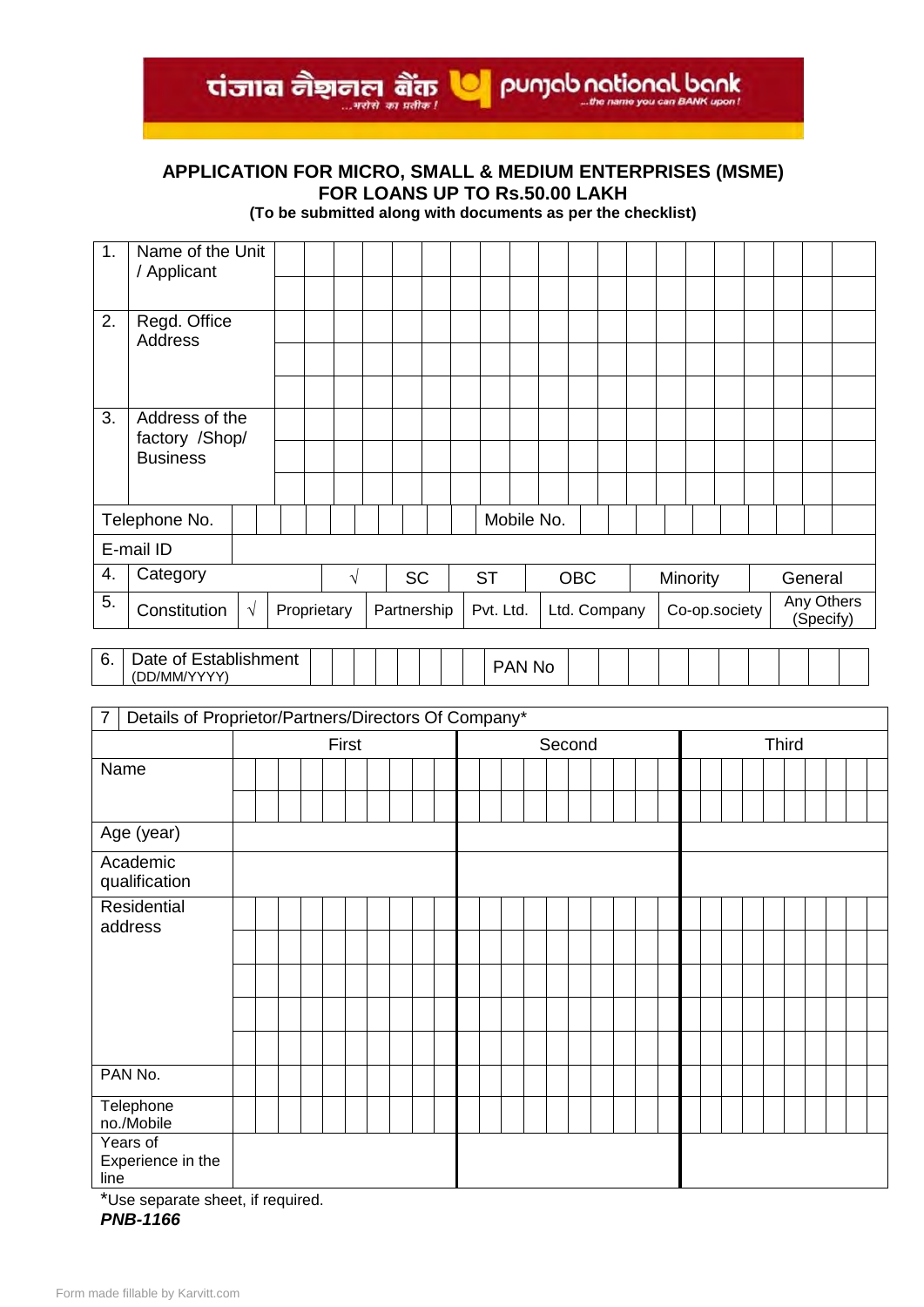पंजाब नैशनल बैंक ...भरोसे का प्रतीक ! punjab national bank ...the name you can BANK upon !

**APPLICATION FOR MICRO, SMALL & MEDIUM ENTERPRISES (MSME)**
**FOR LOANS UP TO Rs.50.00 LAKH**
**(To be submitted along with documents as per the checklist)**

| | | |
|---|---|---|
| 1. | Name of the Unit / Applicant | |
| 2. | Regd. Office Address | |
| 3. | Address of the factory /Shop/ Business | |
| Telephone No. | | Mobile No. |
| E-mail ID | | |

| | | | | | | | | |
|---|---|---|---|---|---|---|---|---|
| 4. | Category | √ | SC | ST | OBC | Minority | General | |
| 5. | Constitution | √ | Proprietary | Partnership | Pvt. Ltd. | Ltd. Company | Co-op.society | Any Others (Specify) |

| | | | |
|---|---|---|---|
| 6. | Date of Establishment (DD/MM/YYYY) | | PAN No |

| 7 Details of Proprietor/Partners/Directors Of Company* | | | |
|---|---|---|---|
| | First | Second | Third |
| Name | | | |
| Age (year) | | | |
| Academic qualification | | | |
| Residential address | | | |
| PAN No. | | | |
| Telephone no./Mobile | | | |
| Years of Experience in the line | | | |

*Use separate sheet, if required.

***PNB-1166***

Form made fillable by Karvitt.com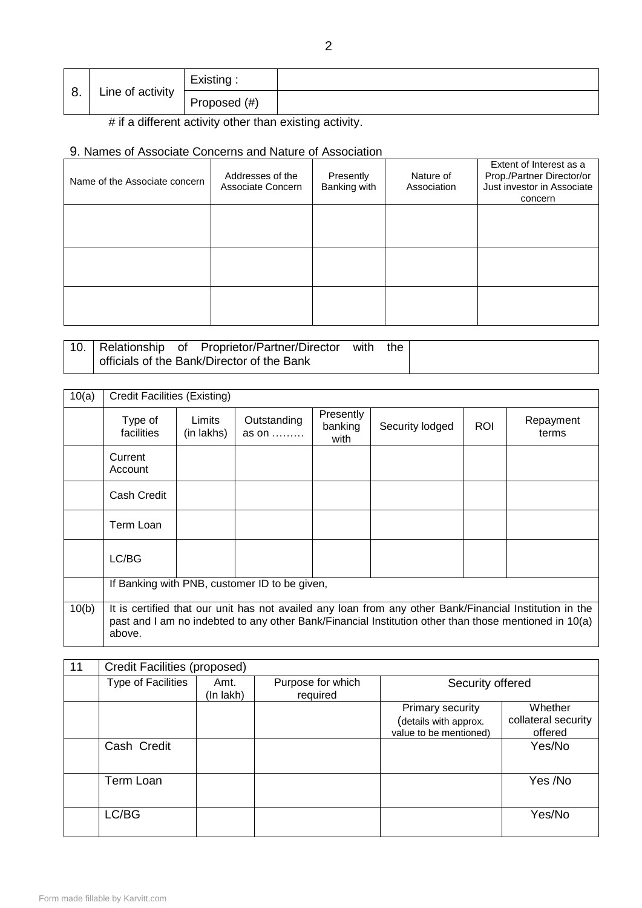| 8. | Line of activity | Existing : | |
|---|---|---|---|
| | | Proposed (#) | |

# if a different activity other than existing activity.

9. Names of Associate Concerns and Nature of Association

| Name of the Associate concern | Addresses of the Associate Concern | Presently Banking with | Nature of Association | Extent of Interest as a Prop./Partner Director/or Just investor in Associate concern |
|---|---|---|---|---|
| | | | | |
| | | | | |
| | | | | |

| 10. | Relationship of Proprietor/Partner/Director with the officials of the Bank/Director of the Bank | |
|---|---|---|

| 10(a) | Credit Facilities (Existing) | | | | | | |
|---|---|---|---|---|---|---|---|
| | Type of facilities | Limits (in lakhs) | Outstanding as on ……… | Presently banking with | Security lodged | ROI | Repayment terms |
| | Current Account | | | | | | |
| | Cash Credit | | | | | | |
| | Term Loan | | | | | | |
| | LC/BG | | | | | | |
| | If Banking with PNB, customer ID to be given, | | | | | | |
| 10(b) | It is certified that our unit has not availed any loan from any other Bank/Financial Institution in the past and I am no indebted to any other Bank/Financial Institution other than those mentioned in 10(a) above. | | | | | | |

| 11 | Credit Facilities (proposed) | | | | |
|---|---|---|---|---|---|
| | Type of Facilities | Amt. (In lakh) | Purpose for which required | Security offered | |
| | | | | Primary security (details with approx. value to be mentioned) | Whether collateral security offered |
| | Cash Credit | | | | Yes/No |
| | Term Loan | | | | Yes /No |
| | LC/BG | | | | Yes/No |

Form made fillable by Karvitt.com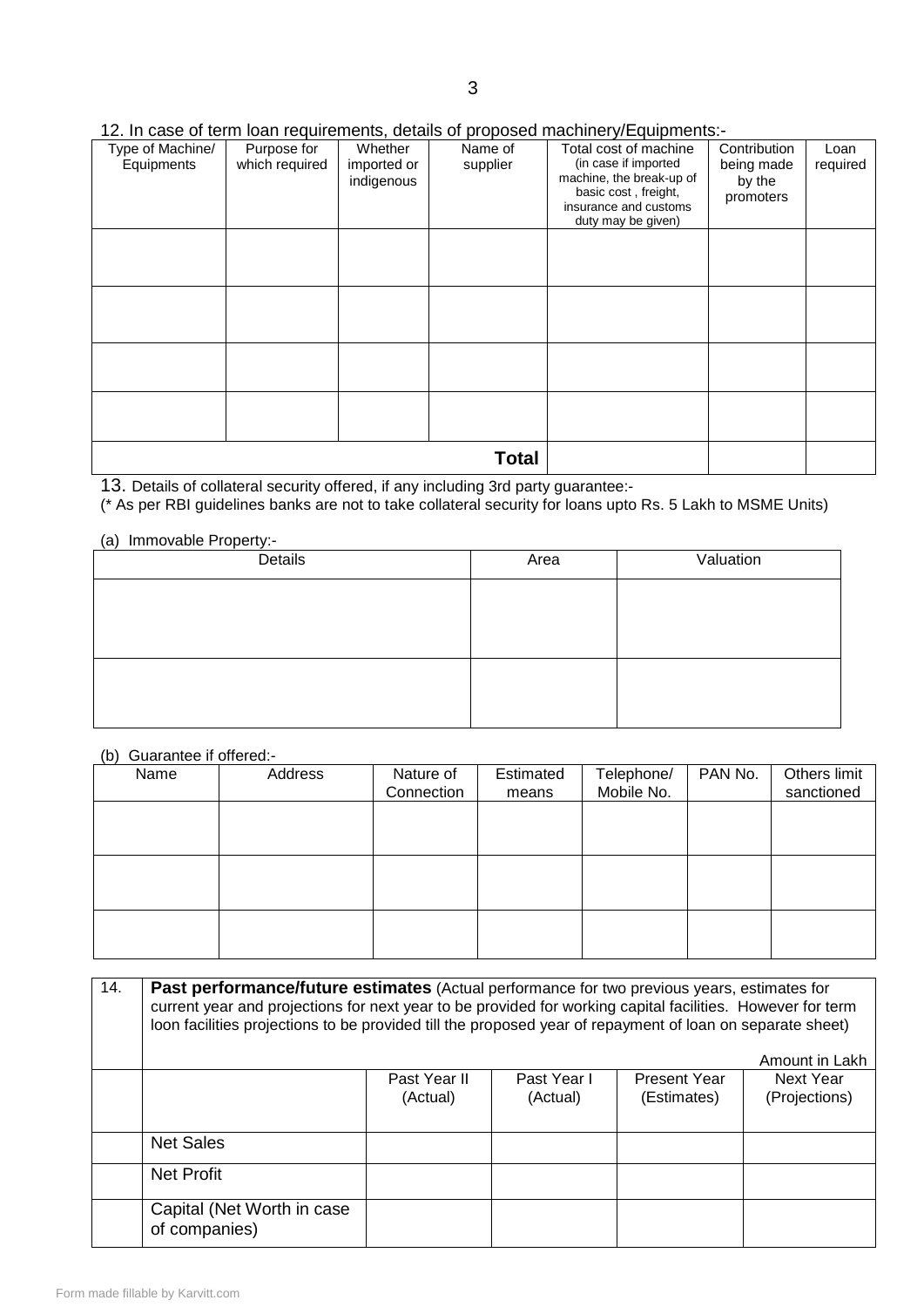12. In case of term loan requirements, details of proposed machinery/Equipments:-

| Type of Machine/ Equipments | Purpose for which required | Whether imported or indigenous | Name of supplier | Total cost of machine (in case if imported machine, the break-up of basic cost , freight, insurance and customs duty may be given) | Contribution being made by the promoters | Loan required |
|---|---|---|---|---|---|---|
| | | | | | | |
| | | | | | | |
| | | | | | | |
| | | | | | | |
| | | | **Total** | | | |

13. Details of collateral security offered, if any including 3rd party guarantee:-
(* As per RBI guidelines banks are not to take collateral security for loans upto Rs. 5 Lakh to MSME Units)

(a) Immovable Property:-

| Details | Area | Valuation |
|---|---|---|
| | | |
| | | |

(b) Guarantee if offered:-

| Name | Address | Nature of Connection | Estimated means | Telephone/ Mobile No. | PAN No. | Others limit sanctioned |
|---|---|---|---|---|---|---|
| | | | | | | |
| | | | | | | |
| | | | | | | |

| 14. | **Past performance/future estimates** (Actual performance for two previous years, estimates for current year and projections for next year to be provided for working capital facilities. However for term loon facilities projections to be provided till the proposed year of repayment of loan on separate sheet) Amount in Lakh | | | | |
|---|---|---|---|---|---|
| | | Past Year II (Actual) | Past Year I (Actual) | Present Year (Estimates) | Next Year (Projections) |
| | Net Sales | | | | |
| | Net Profit | | | | |
| | Capital (Net Worth in case of companies) | | | | |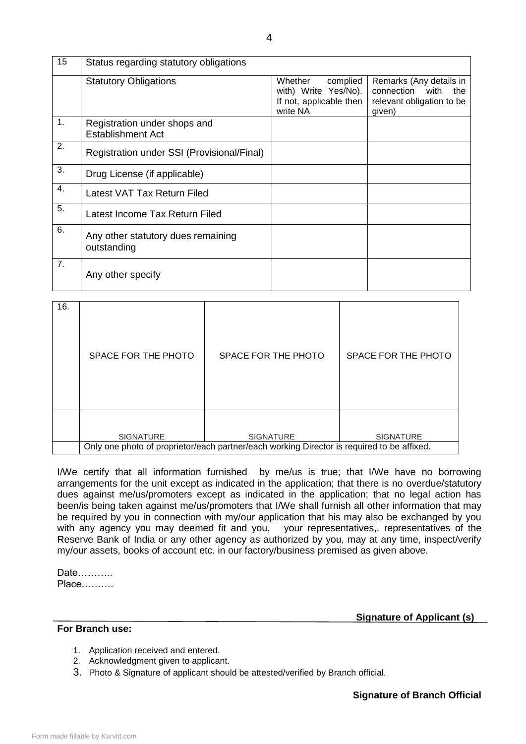| 15 | Status regarding statutory obligations | | |
|---|---|---|---|
| | Statutory Obligations | Whether complied with) Write Yes/No). If not, applicable then write NA | Remarks (Any details in connection with the relevant obligation to be given) |
| 1. | Registration under shops and Establishment Act | | |
| 2. | Registration under SSI (Provisional/Final) | | |
| 3. | Drug License (if applicable) | | |
| 4. | Latest VAT Tax Return Filed | | |
| 5. | Latest Income Tax Return Filed | | |
| 6. | Any other statutory dues remaining outstanding | | |
| 7. | Any other specify | | |

| 16. | | | |
|---|---|---|---|
| | SPACE FOR THE PHOTO | SPACE FOR THE PHOTO | SPACE FOR THE PHOTO |
| | SIGNATURE | SIGNATURE | SIGNATURE |
| | Only one photo of proprietor/each partner/each working Director is required to be affixed. | | |

I/We certify that all information furnished by me/us is true; that I/We have no borrowing arrangements for the unit except as indicated in the application; that there is no overdue/statutory dues against me/us/promoters except as indicated in the application; that no legal action has been/is being taken against me/us/promoters that I/We shall furnish all other information that may be required by you in connection with my/our application that his may also be exchanged by you with any agency you may deemed fit and you, your representatives,. representatives of the Reserve Bank of India or any other agency as authorized by you, may at any time, inspect/verify my/our assets, books of account etc. in our factory/business premised as given above.

Date………..
Place……….

**Signature of Applicant (s)**

**For Branch use:**

1. Application received and entered.
2. Acknowledgment given to applicant.
3. Photo & Signature of applicant should be attested/verified by Branch official.

**Signature of Branch Official**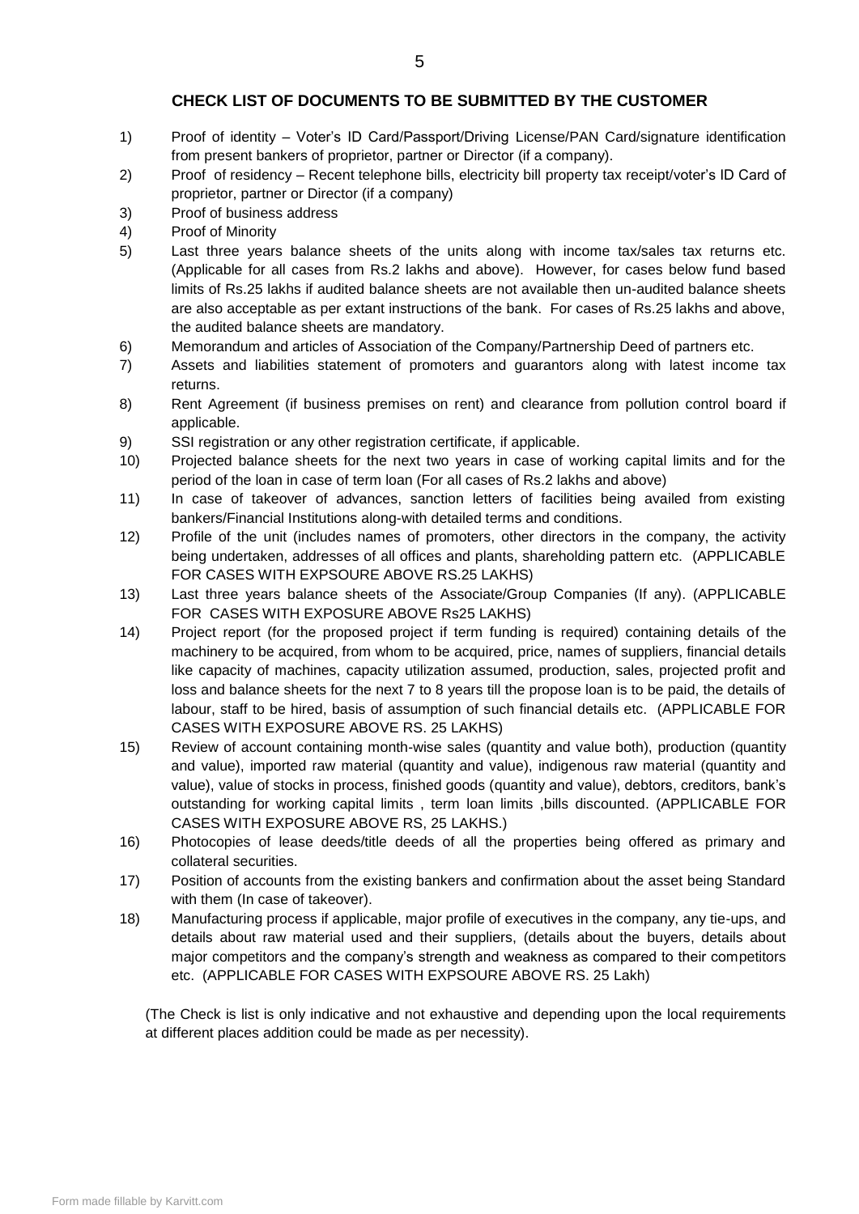## CHECK LIST OF DOCUMENTS TO BE SUBMITTED BY THE CUSTOMER

1) Proof of identity – Voter's ID Card/Passport/Driving License/PAN Card/signature identification from present bankers of proprietor, partner or Director (if a company).
2) Proof of residency – Recent telephone bills, electricity bill property tax receipt/voter's ID Card of proprietor, partner or Director (if a company)
3) Proof of business address
4) Proof of Minority
5) Last three years balance sheets of the units along with income tax/sales tax returns etc. (Applicable for all cases from Rs.2 lakhs and above). However, for cases below fund based limits of Rs.25 lakhs if audited balance sheets are not available then un-audited balance sheets are also acceptable as per extant instructions of the bank. For cases of Rs.25 lakhs and above, the audited balance sheets are mandatory.
6) Memorandum and articles of Association of the Company/Partnership Deed of partners etc.
7) Assets and liabilities statement of promoters and guarantors along with latest income tax returns.
8) Rent Agreement (if business premises on rent) and clearance from pollution control board if applicable.
9) SSI registration or any other registration certificate, if applicable.
10) Projected balance sheets for the next two years in case of working capital limits and for the period of the loan in case of term loan (For all cases of Rs.2 lakhs and above)
11) In case of takeover of advances, sanction letters of facilities being availed from existing bankers/Financial Institutions along-with detailed terms and conditions.
12) Profile of the unit (includes names of promoters, other directors in the company, the activity being undertaken, addresses of all offices and plants, shareholding pattern etc. (APPLICABLE FOR CASES WITH EXPSOURE ABOVE RS.25 LAKHS)
13) Last three years balance sheets of the Associate/Group Companies (If any). (APPLICABLE FOR CASES WITH EXPOSURE ABOVE Rs25 LAKHS)
14) Project report (for the proposed project if term funding is required) containing details of the machinery to be acquired, from whom to be acquired, price, names of suppliers, financial details like capacity of machines, capacity utilization assumed, production, sales, projected profit and loss and balance sheets for the next 7 to 8 years till the propose loan is to be paid, the details of labour, staff to be hired, basis of assumption of such financial details etc. (APPLICABLE FOR CASES WITH EXPOSURE ABOVE RS. 25 LAKHS)
15) Review of account containing month-wise sales (quantity and value both), production (quantity and value), imported raw material (quantity and value), indigenous raw material (quantity and value), value of stocks in process, finished goods (quantity and value), debtors, creditors, bank's outstanding for working capital limits , term loan limits ,bills discounted. (APPLICABLE FOR CASES WITH EXPOSURE ABOVE RS, 25 LAKHS.)
16) Photocopies of lease deeds/title deeds of all the properties being offered as primary and collateral securities.
17) Position of accounts from the existing bankers and confirmation about the asset being Standard with them (In case of takeover).
18) Manufacturing process if applicable, major profile of executives in the company, any tie-ups, and details about raw material used and their suppliers, (details about the buyers, details about major competitors and the company's strength and weakness as compared to their competitors etc. (APPLICABLE FOR CASES WITH EXPSOURE ABOVE RS. 25 Lakh)

(The Check is list is only indicative and not exhaustive and depending upon the local requirements at different places addition could be made as per necessity).